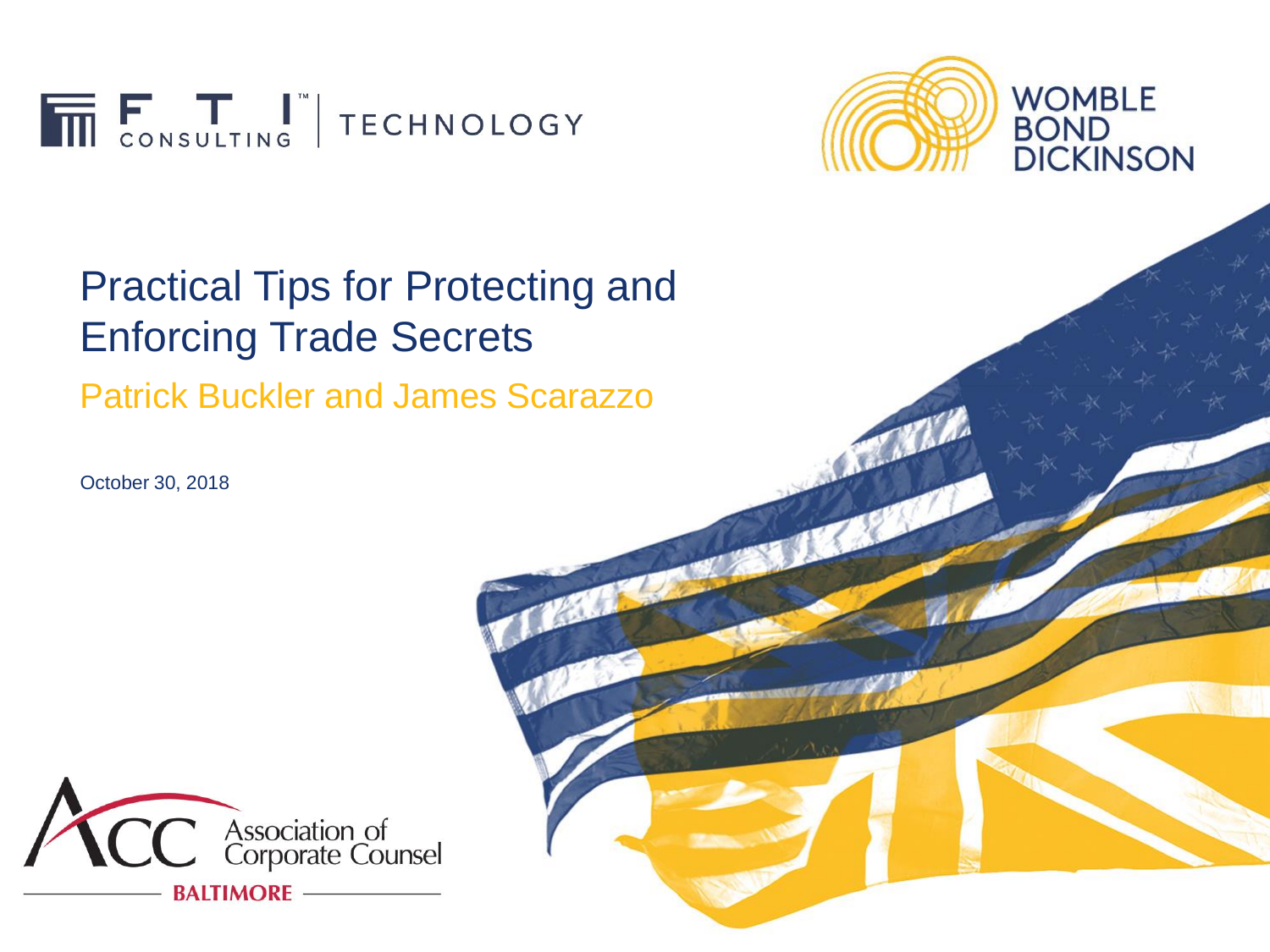# Practical Tips for Protecting and Enforcing Trade Secrets

Patrick Buckler and James Scarazzo

October 30, 2018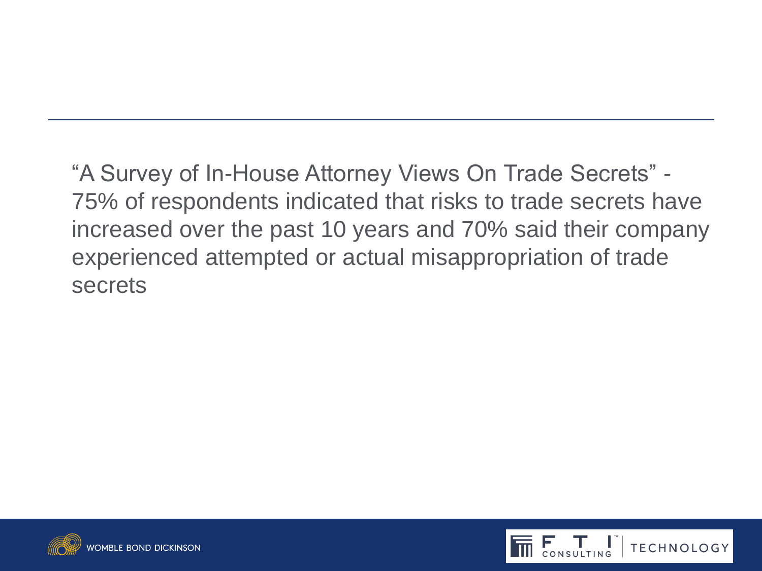"A Survey of In-House Attorney Views On Trade Secrets" - 75% of respondents indicated that risks to trade secrets have increased over the past 10 years and 70% said their company experienced attempted or actual misappropriation of trade secrets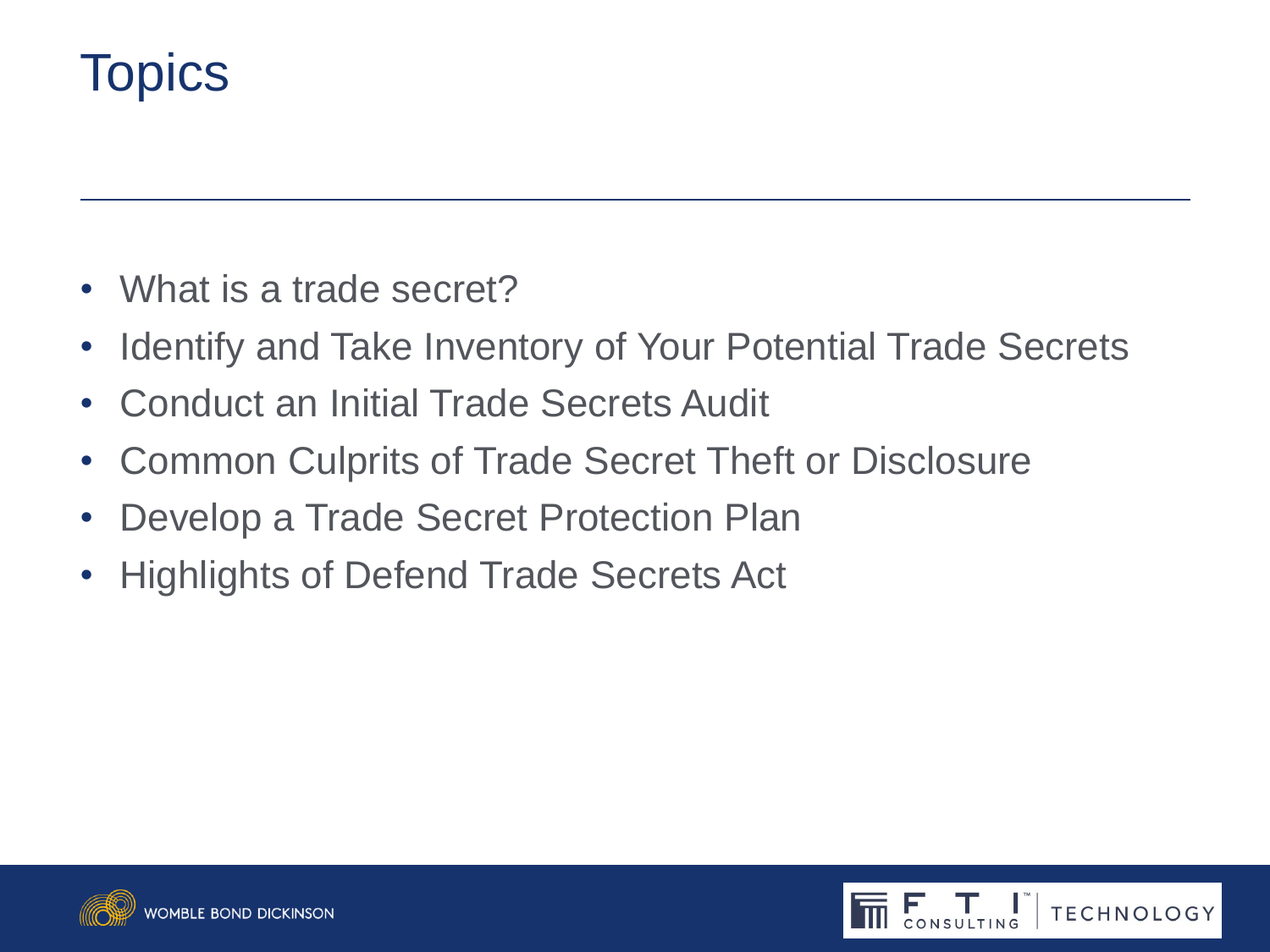# Topics

- What is a trade secret?
- Identify and Take Inventory of Your Potential Trade Secrets
- Conduct an Initial Trade Secrets Audit
- Common Culprits of Trade Secret Theft or Disclosure
- Develop a Trade Secret Protection Plan
- Highlights of Defend Trade Secrets Act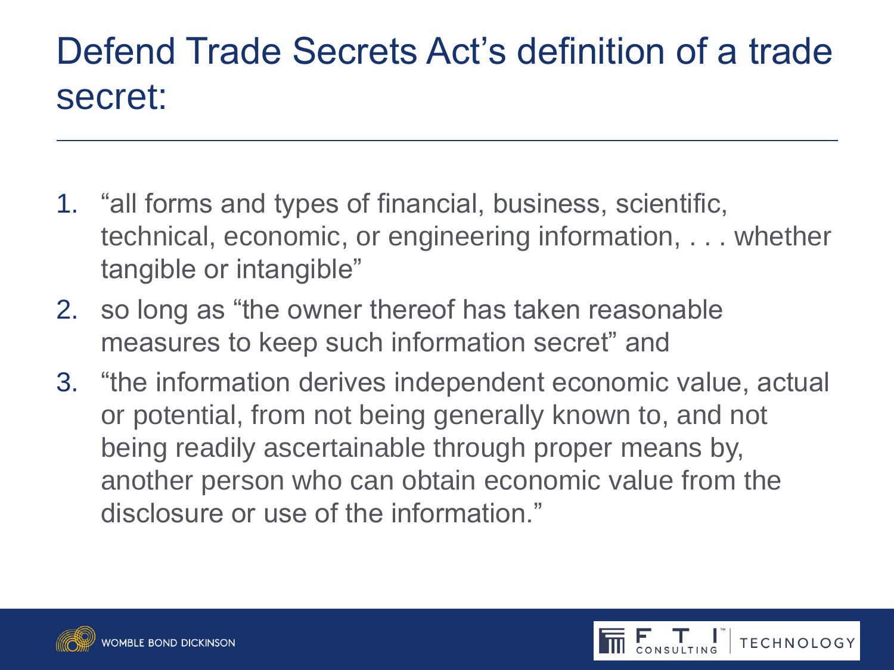# Defend Trade Secrets Act's definition of a trade secret:

1. "all forms and types of financial, business, scientific, technical, economic, or engineering information, . . . whether tangible or intangible"
2. so long as "the owner thereof has taken reasonable measures to keep such information secret" and
3. "the information derives independent economic value, actual or potential, from not being generally known to, and not being readily ascertainable through proper means by, another person who can obtain economic value from the disclosure or use of the information."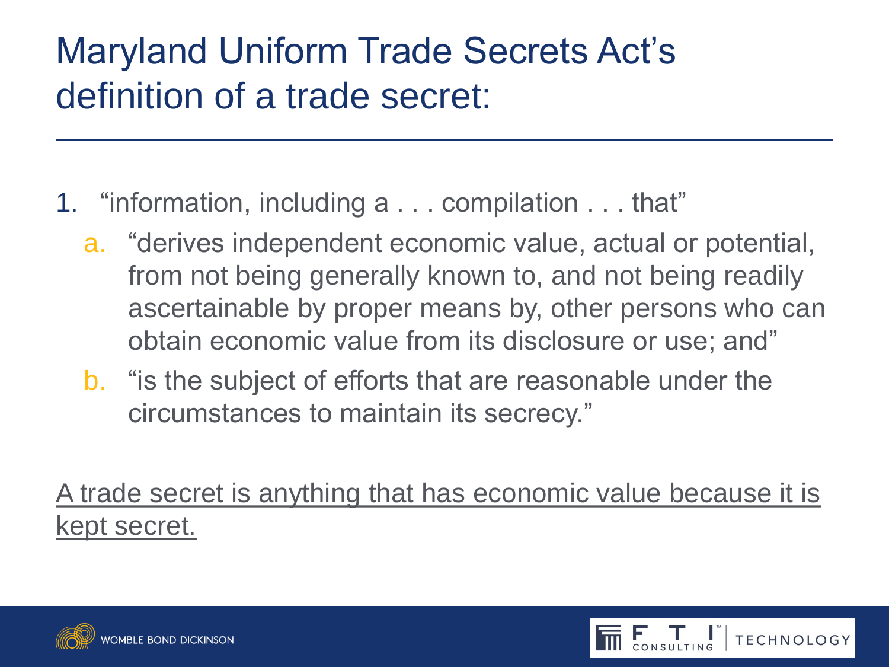# Maryland Uniform Trade Secrets Act's definition of a trade secret:

1. "information, including a . . . compilation . . . that"
   a. "derives independent economic value, actual or potential, from not being generally known to, and not being readily ascertainable by proper means by, other persons who can obtain economic value from its disclosure or use; and"
   b. "is the subject of efforts that are reasonable under the circumstances to maintain its secrecy."

<u>A trade secret is anything that has economic value because it is kept secret.</u>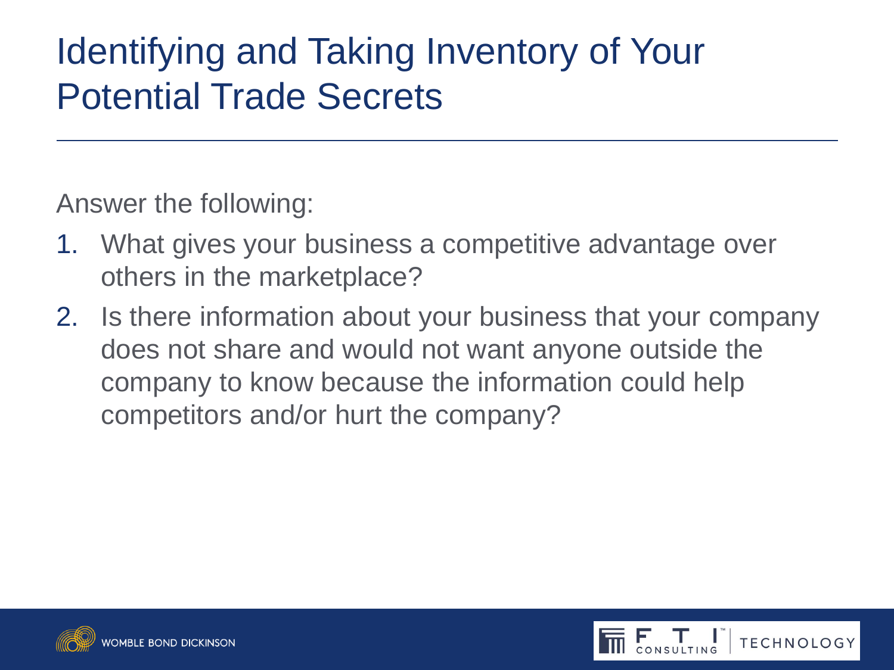# Identifying and Taking Inventory of Your Potential Trade Secrets

Answer the following:

1. What gives your business a competitive advantage over others in the marketplace?
2. Is there information about your business that your company does not share and would not want anyone outside the company to know because the information could help competitors and/or hurt the company?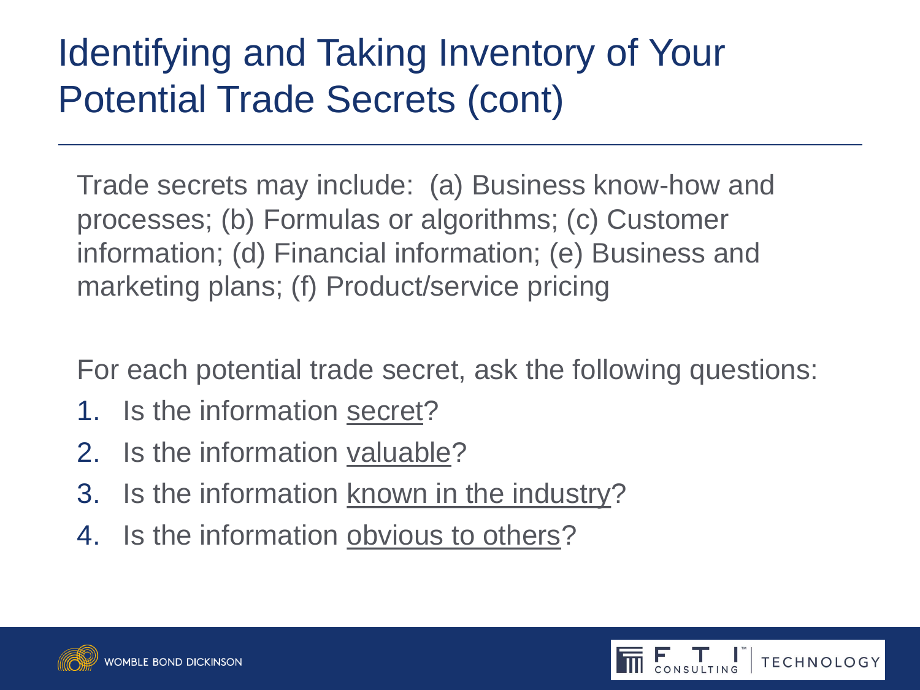# Identifying and Taking Inventory of Your Potential Trade Secrets (cont)

Trade secrets may include: (a) Business know-how and processes; (b) Formulas or algorithms; (c) Customer information; (d) Financial information; (e) Business and marketing plans; (f) Product/service pricing

For each potential trade secret, ask the following questions:

1. Is the information secret?
2. Is the information valuable?
3. Is the information known in the industry?
4. Is the information obvious to others?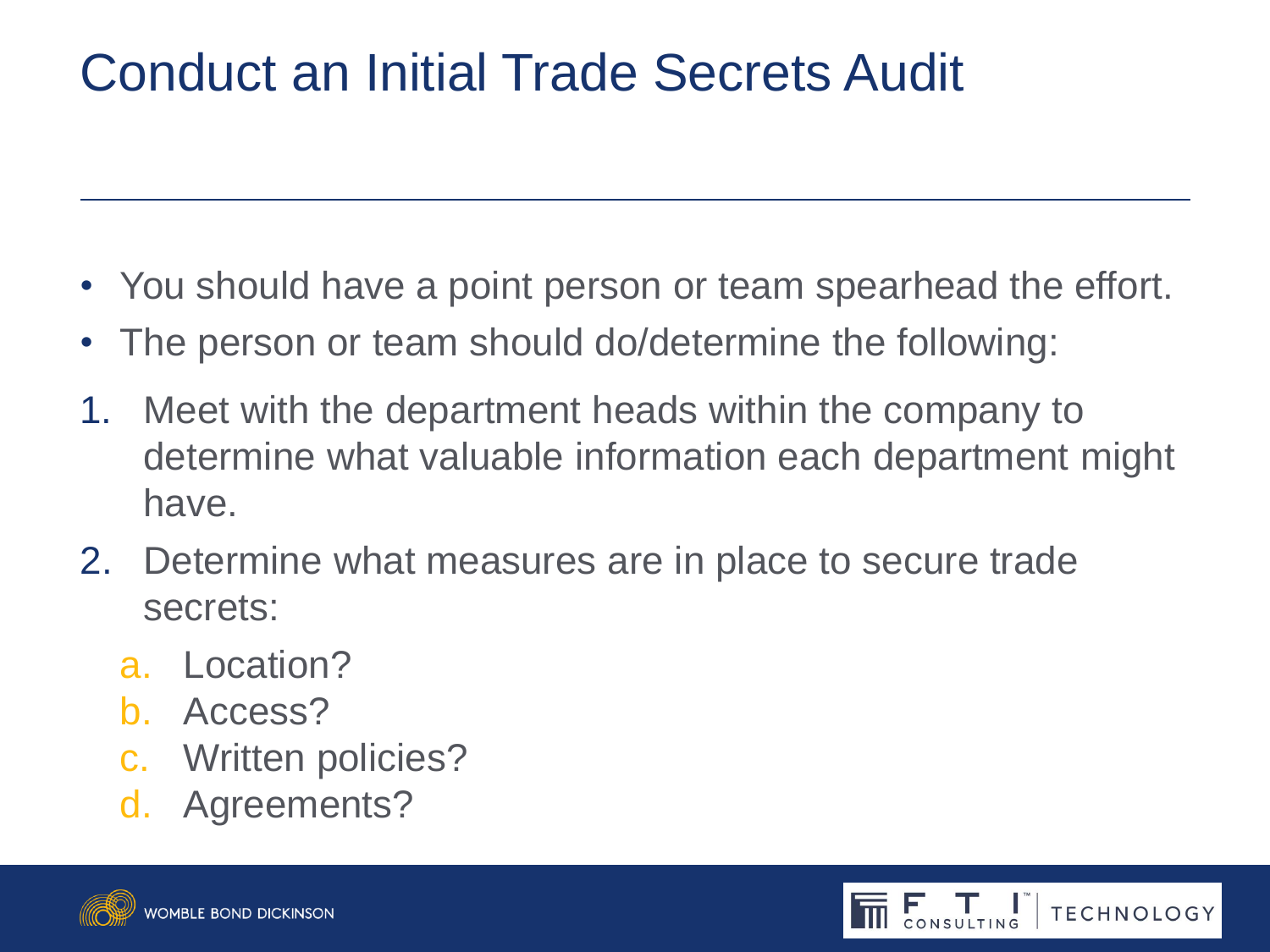# Conduct an Initial Trade Secrets Audit

- You should have a point person or team spearhead the effort.
- The person or team should do/determine the following:

1. Meet with the department heads within the company to determine what valuable information each department might have.
2. Determine what measures are in place to secure trade secrets:
   a. Location?
   b. Access?
   c. Written policies?
   d. Agreements?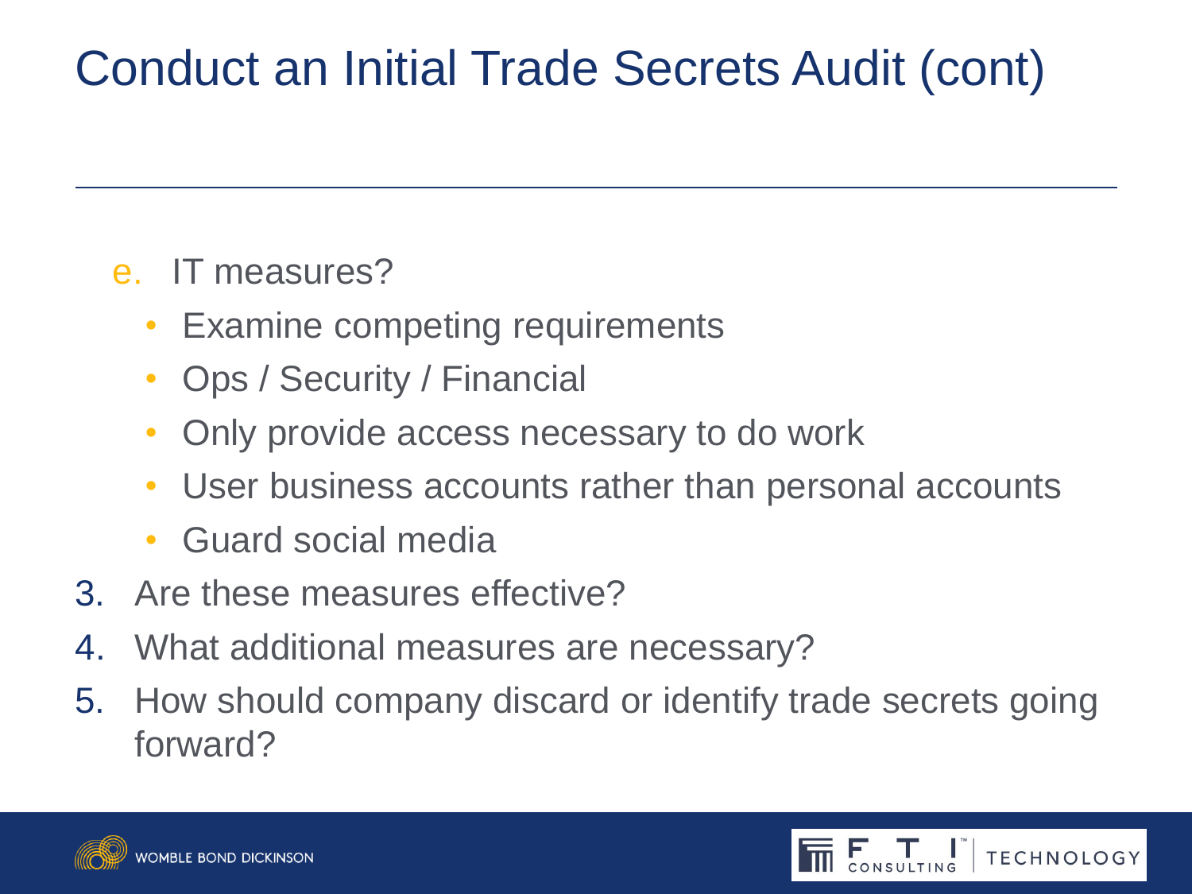# Conduct an Initial Trade Secrets Audit (cont)

e. IT measures?
   - Examine competing requirements
   - Ops / Security / Financial
   - Only provide access necessary to do work
   - User business accounts rather than personal accounts
   - Guard social media

3. Are these measures effective?
4. What additional measures are necessary?
5. How should company discard or identify trade secrets going forward?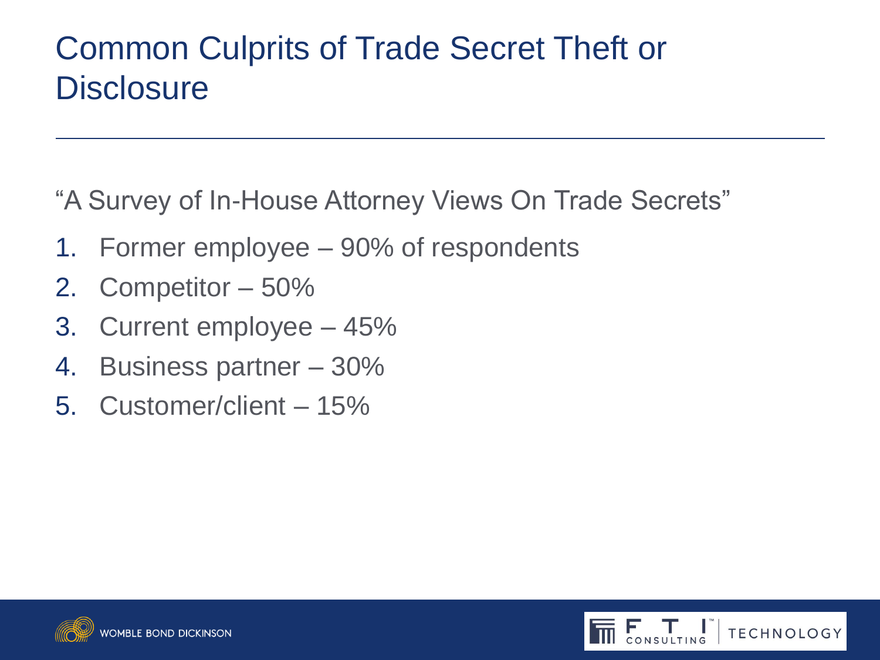# Common Culprits of Trade Secret Theft or Disclosure

"A Survey of In-House Attorney Views On Trade Secrets"

1. Former employee – 90% of respondents
2. Competitor – 50%
3. Current employee – 45%
4. Business partner – 30%
5. Customer/client – 15%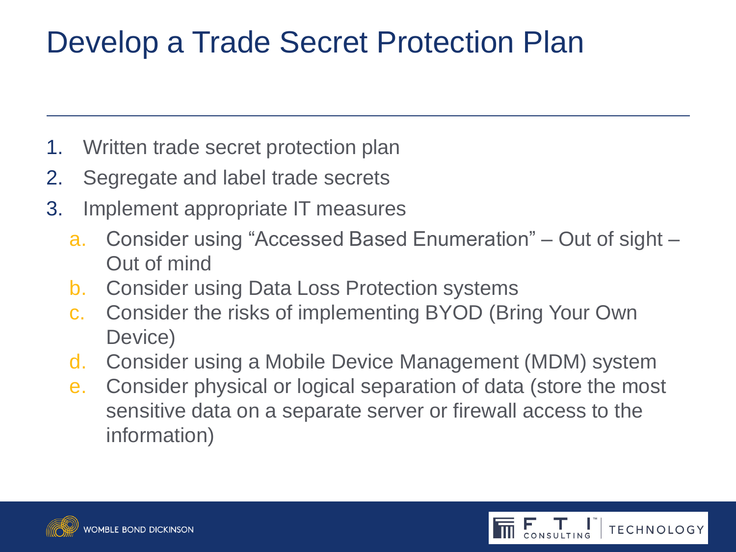# Develop a Trade Secret Protection Plan

1. Written trade secret protection plan
2. Segregate and label trade secrets
3. Implement appropriate IT measures
   a. Consider using “Accessed Based Enumeration” – Out of sight – Out of mind
   b. Consider using Data Loss Protection systems
   c. Consider the risks of implementing BYOD (Bring Your Own Device)
   d. Consider using a Mobile Device Management (MDM) system
   e. Consider physical or logical separation of data (store the most sensitive data on a separate server or firewall access to the information)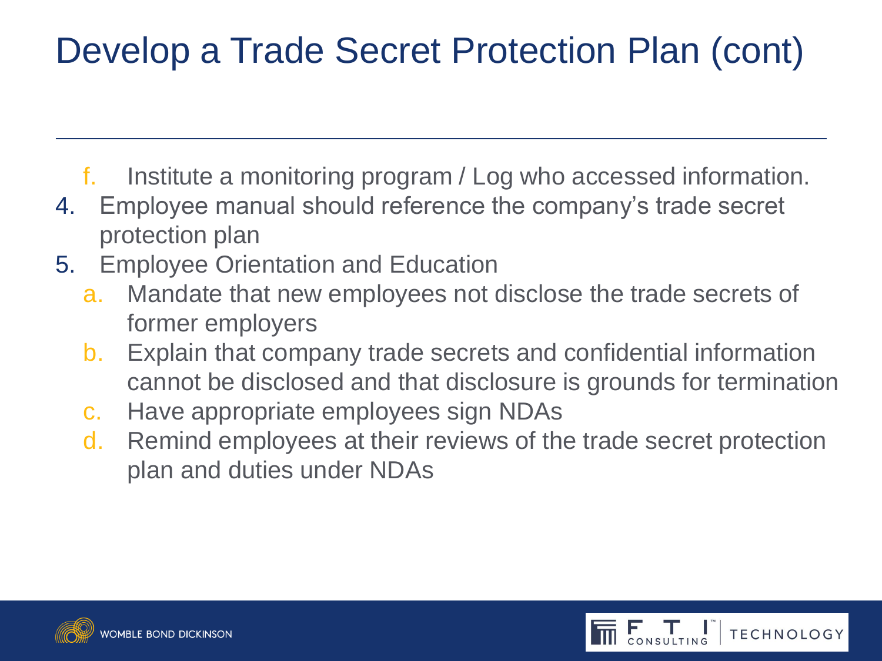# Develop a Trade Secret Protection Plan (cont)

   f. Institute a monitoring program / Log who accessed information.

4. Employee manual should reference the company's trade secret protection plan
5. Employee Orientation and Education
   a. Mandate that new employees not disclose the trade secrets of former employers
   b. Explain that company trade secrets and confidential information cannot be disclosed and that disclosure is grounds for termination
   c. Have appropriate employees sign NDAs
   d. Remind employees at their reviews of the trade secret protection plan and duties under NDAs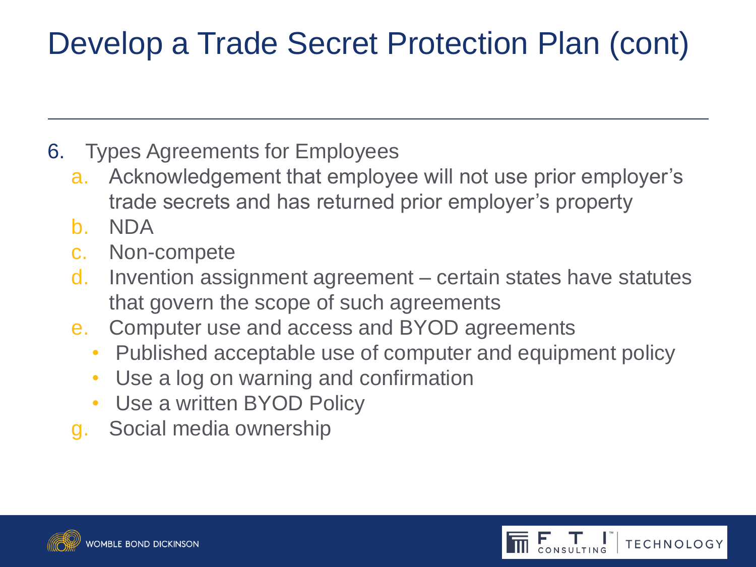# Develop a Trade Secret Protection Plan (cont)

6. Types Agreements for Employees
   a. Acknowledgement that employee will not use prior employer's trade secrets and has returned prior employer's property
   b. NDA
   c. Non-compete
   d. Invention assignment agreement – certain states have statutes that govern the scope of such agreements
   e. Computer use and access and BYOD agreements
      - Published acceptable use of computer and equipment policy
      - Use a log on warning and confirmation
      - Use a written BYOD Policy
   
   g. Social media ownership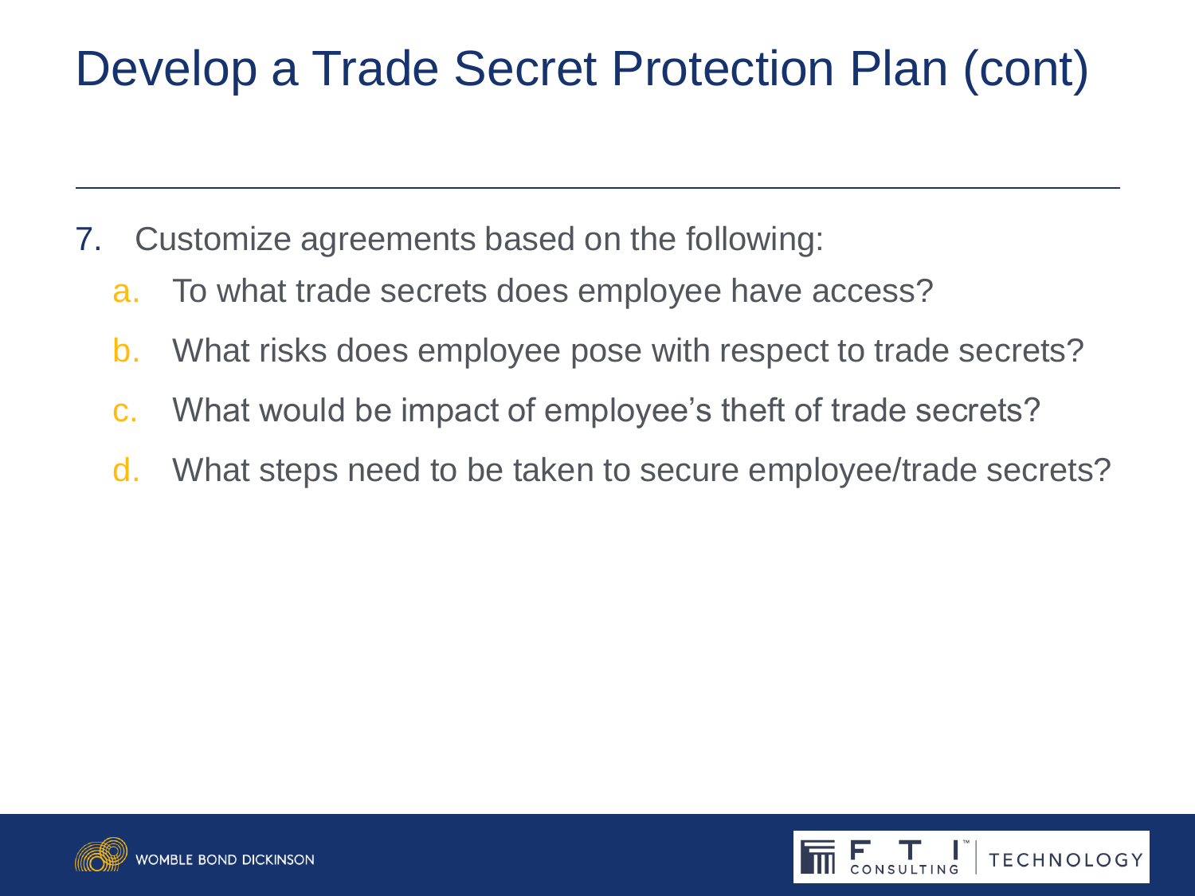# Develop a Trade Secret Protection Plan (cont)

7. Customize agreements based on the following:
   a. To what trade secrets does employee have access?
   b. What risks does employee pose with respect to trade secrets?
   c. What would be impact of employee's theft of trade secrets?
   d. What steps need to be taken to secure employee/trade secrets?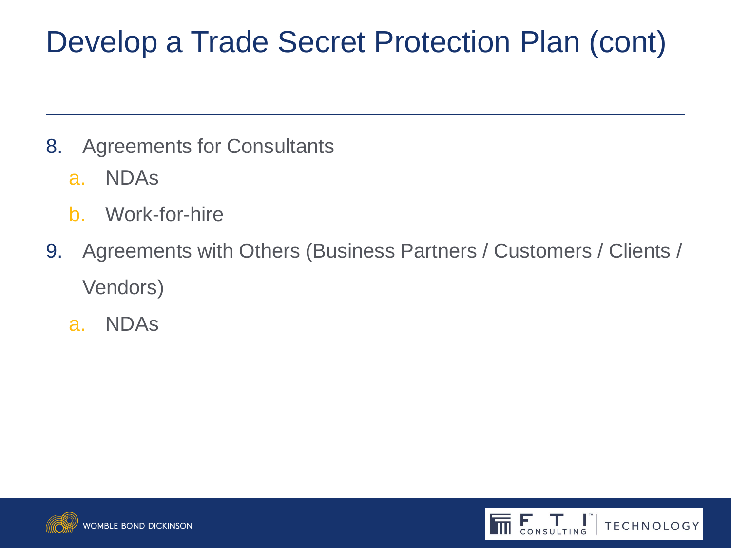# Develop a Trade Secret Protection Plan (cont)

8. Agreements for Consultants
   a. NDAs
   b. Work-for-hire
9. Agreements with Others (Business Partners / Customers / Clients / Vendors)
   a. NDAs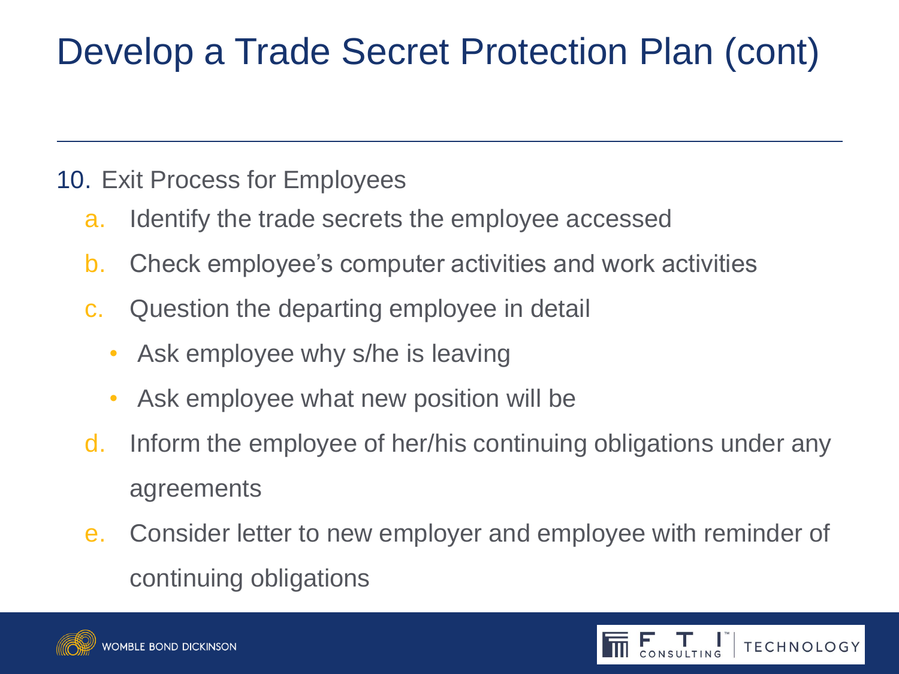# Develop a Trade Secret Protection Plan (cont)

10. Exit Process for Employees
    a. Identify the trade secrets the employee accessed
    b. Check employee's computer activities and work activities
    c. Question the departing employee in detail
       - Ask employee why s/he is leaving
       - Ask employee what new position will be
    d. Inform the employee of her/his continuing obligations under any agreements
    e. Consider letter to new employer and employee with reminder of continuing obligations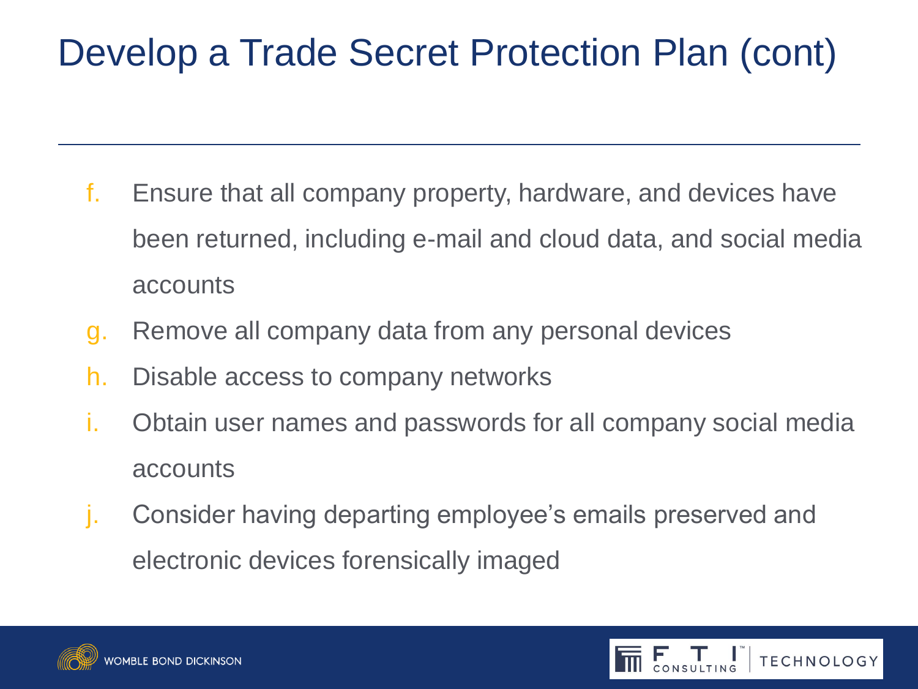# Develop a Trade Secret Protection Plan (cont)

f. Ensure that all company property, hardware, and devices have been returned, including e-mail and cloud data, and social media accounts

g. Remove all company data from any personal devices

h. Disable access to company networks

i. Obtain user names and passwords for all company social media accounts

j. Consider having departing employee's emails preserved and electronic devices forensically imaged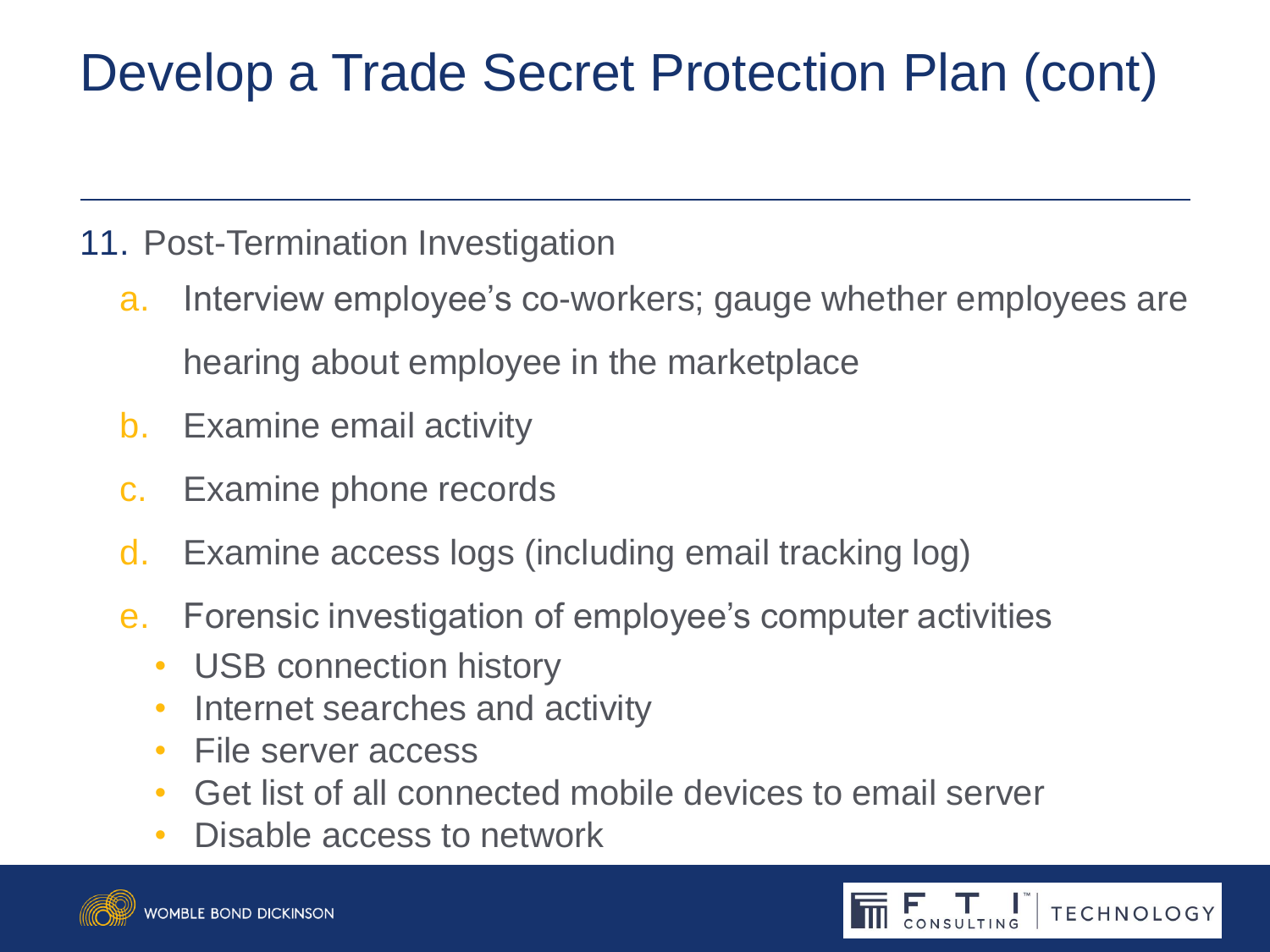# Develop a Trade Secret Protection Plan (cont)

11. Post-Termination Investigation
    a. Interview employee's co-workers; gauge whether employees are hearing about employee in the marketplace
    b. Examine email activity
    c. Examine phone records
    d. Examine access logs (including email tracking log)
    e. Forensic investigation of employee's computer activities
       - USB connection history
       - Internet searches and activity
       - File server access
       - Get list of all connected mobile devices to email server
       - Disable access to network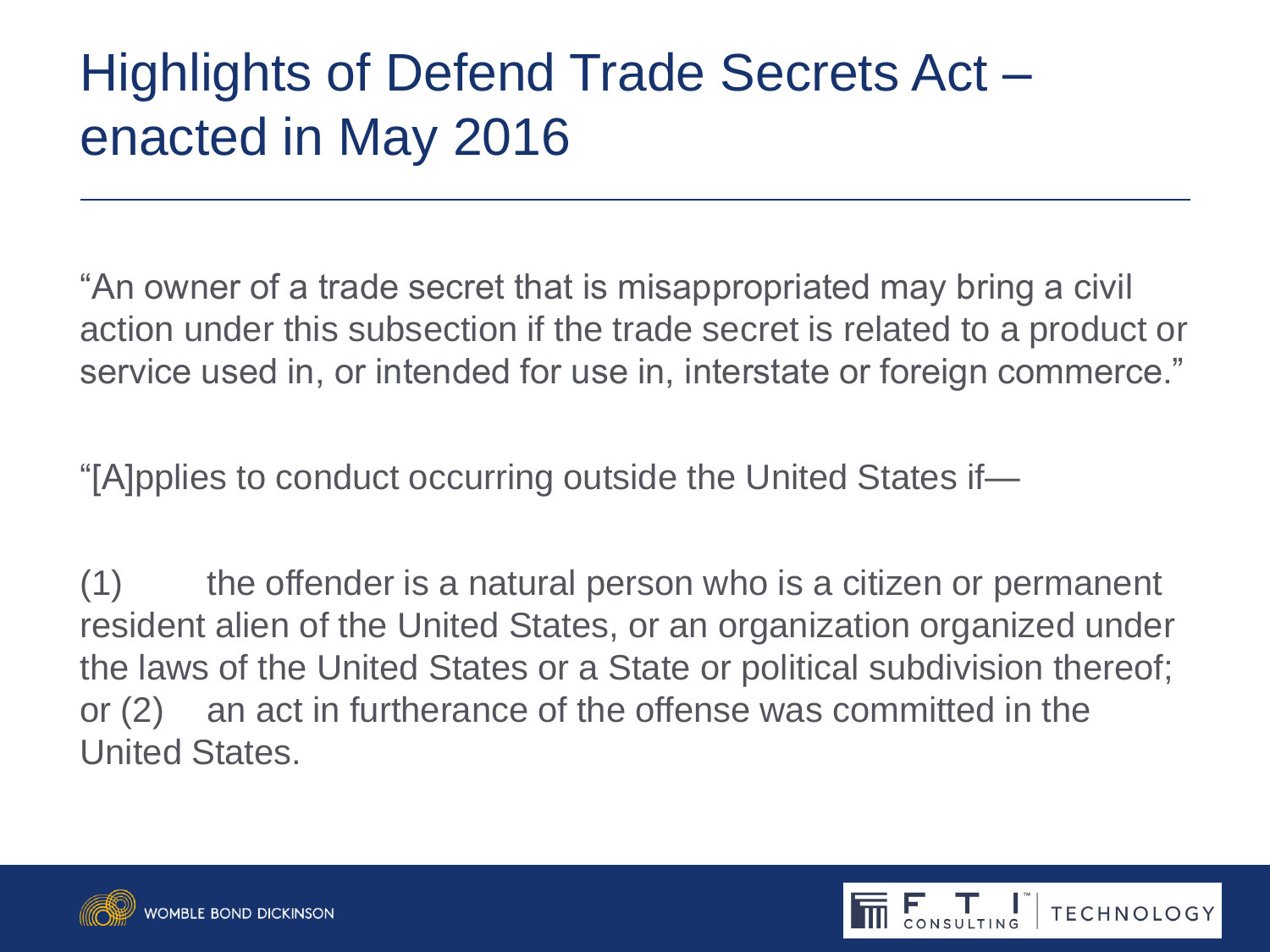# Highlights of Defend Trade Secrets Act – enacted in May 2016

"An owner of a trade secret that is misappropriated may bring a civil action under this subsection if the trade secret is related to a product or service used in, or intended for use in, interstate or foreign commerce."

"[A]pplies to conduct occurring outside the United States if—

(1) the offender is a natural person who is a citizen or permanent resident alien of the United States, or an organization organized under the laws of the United States or a State or political subdivision thereof; or (2) an act in furtherance of the offense was committed in the United States.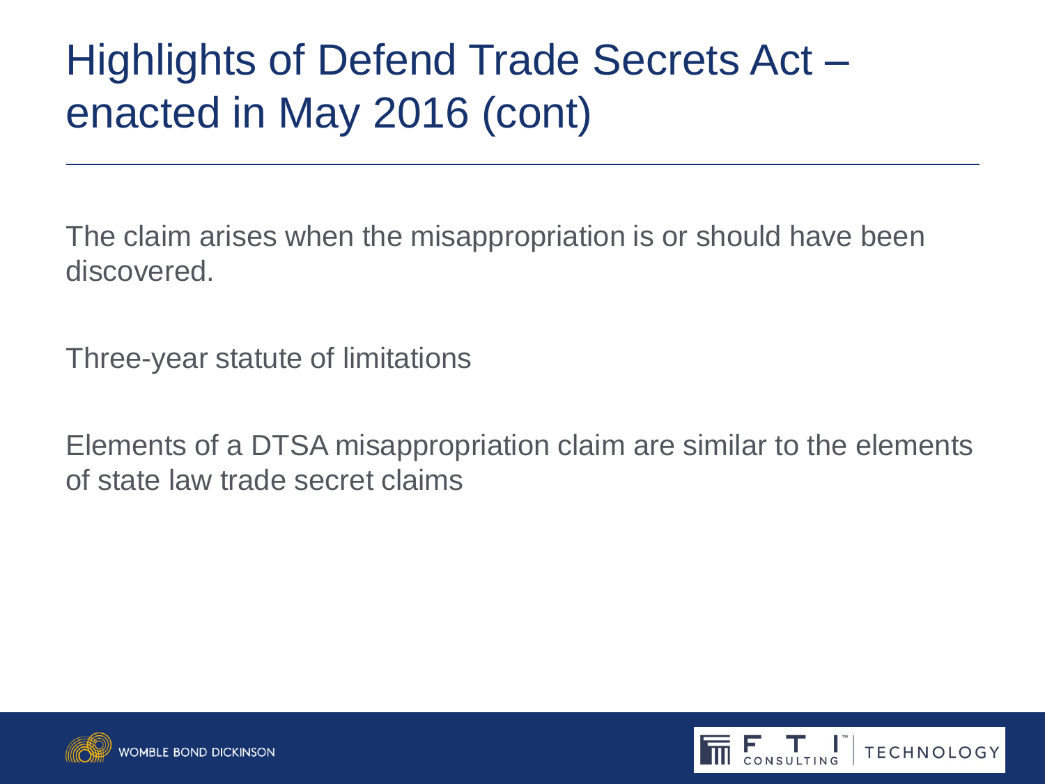# Highlights of Defend Trade Secrets Act – enacted in May 2016 (cont)

The claim arises when the misappropriation is or should have been discovered.

Three-year statute of limitations

Elements of a DTSA misappropriation claim are similar to the elements of state law trade secret claims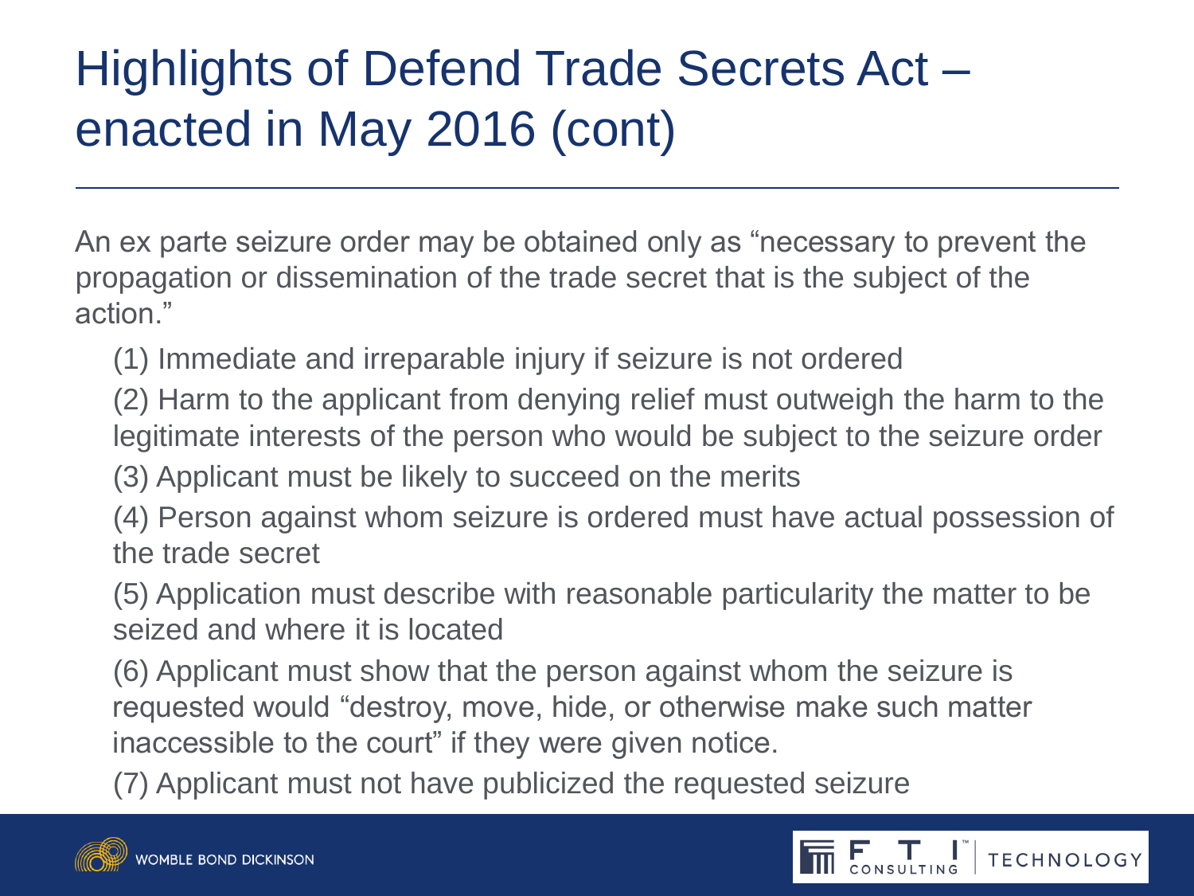# Highlights of Defend Trade Secrets Act – enacted in May 2016 (cont)

An ex parte seizure order may be obtained only as "necessary to prevent the propagation or dissemination of the trade secret that is the subject of the action."

(1) Immediate and irreparable injury if seizure is not ordered

(2) Harm to the applicant from denying relief must outweigh the harm to the legitimate interests of the person who would be subject to the seizure order

(3) Applicant must be likely to succeed on the merits

(4) Person against whom seizure is ordered must have actual possession of the trade secret

(5) Application must describe with reasonable particularity the matter to be seized and where it is located

(6) Applicant must show that the person against whom the seizure is requested would "destroy, move, hide, or otherwise make such matter inaccessible to the court" if they were given notice.

(7) Applicant must not have publicized the requested seizure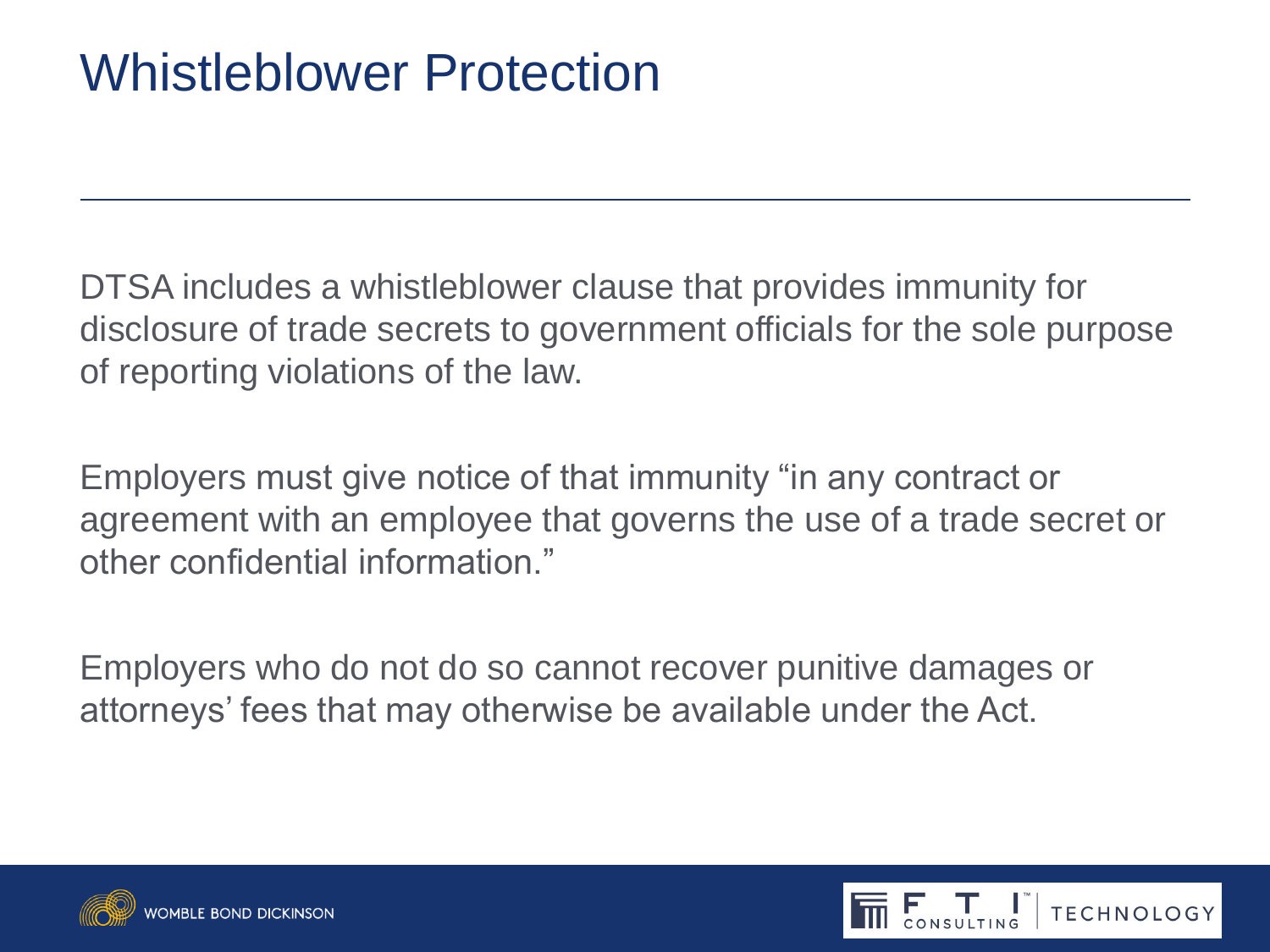# Whistleblower Protection

DTSA includes a whistleblower clause that provides immunity for disclosure of trade secrets to government officials for the sole purpose of reporting violations of the law.

Employers must give notice of that immunity "in any contract or agreement with an employee that governs the use of a trade secret or other confidential information."

Employers who do not do so cannot recover punitive damages or attorneys' fees that may otherwise be available under the Act.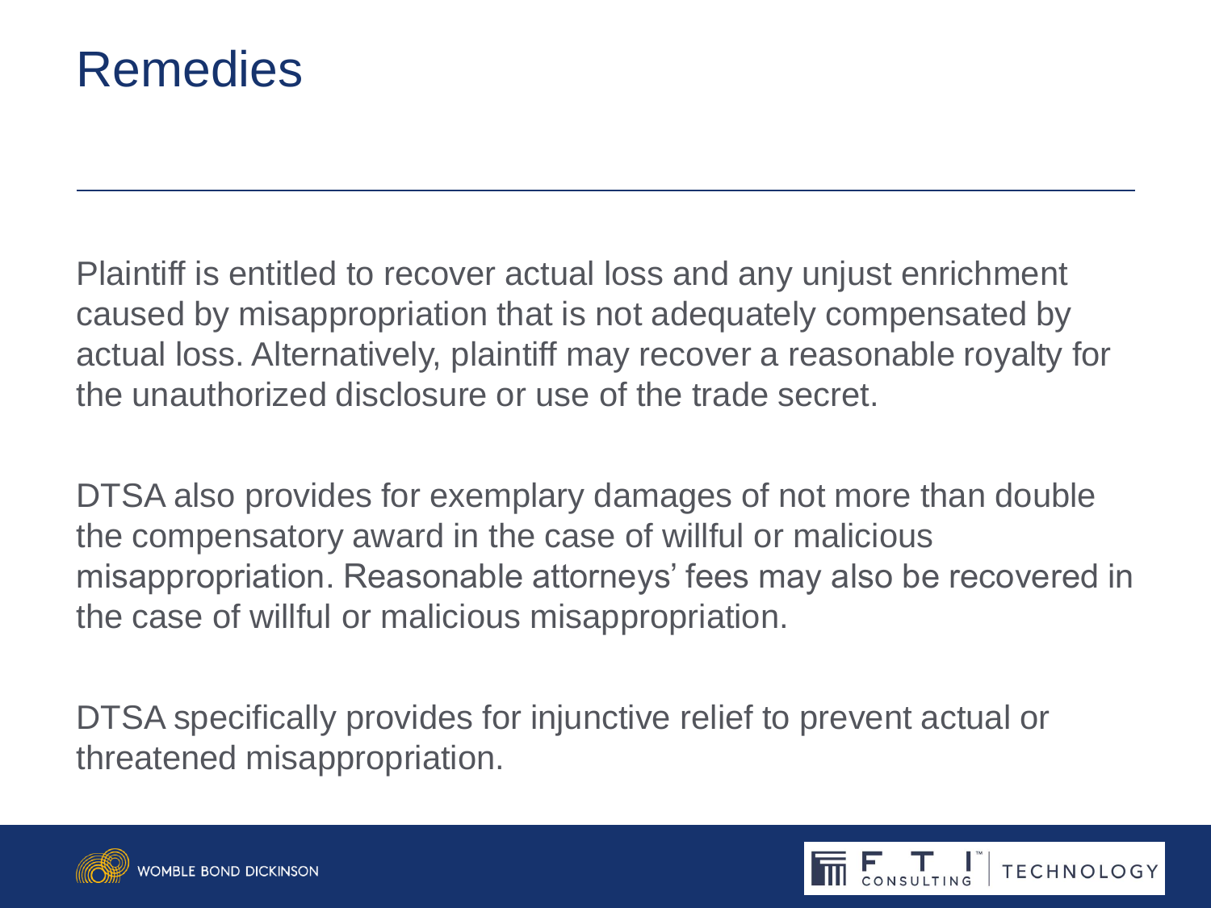# Remedies

Plaintiff is entitled to recover actual loss and any unjust enrichment caused by misappropriation that is not adequately compensated by actual loss. Alternatively, plaintiff may recover a reasonable royalty for the unauthorized disclosure or use of the trade secret.

DTSA also provides for exemplary damages of not more than double the compensatory award in the case of willful or malicious misappropriation. Reasonable attorneys' fees may also be recovered in the case of willful or malicious misappropriation.

DTSA specifically provides for injunctive relief to prevent actual or threatened misappropriation.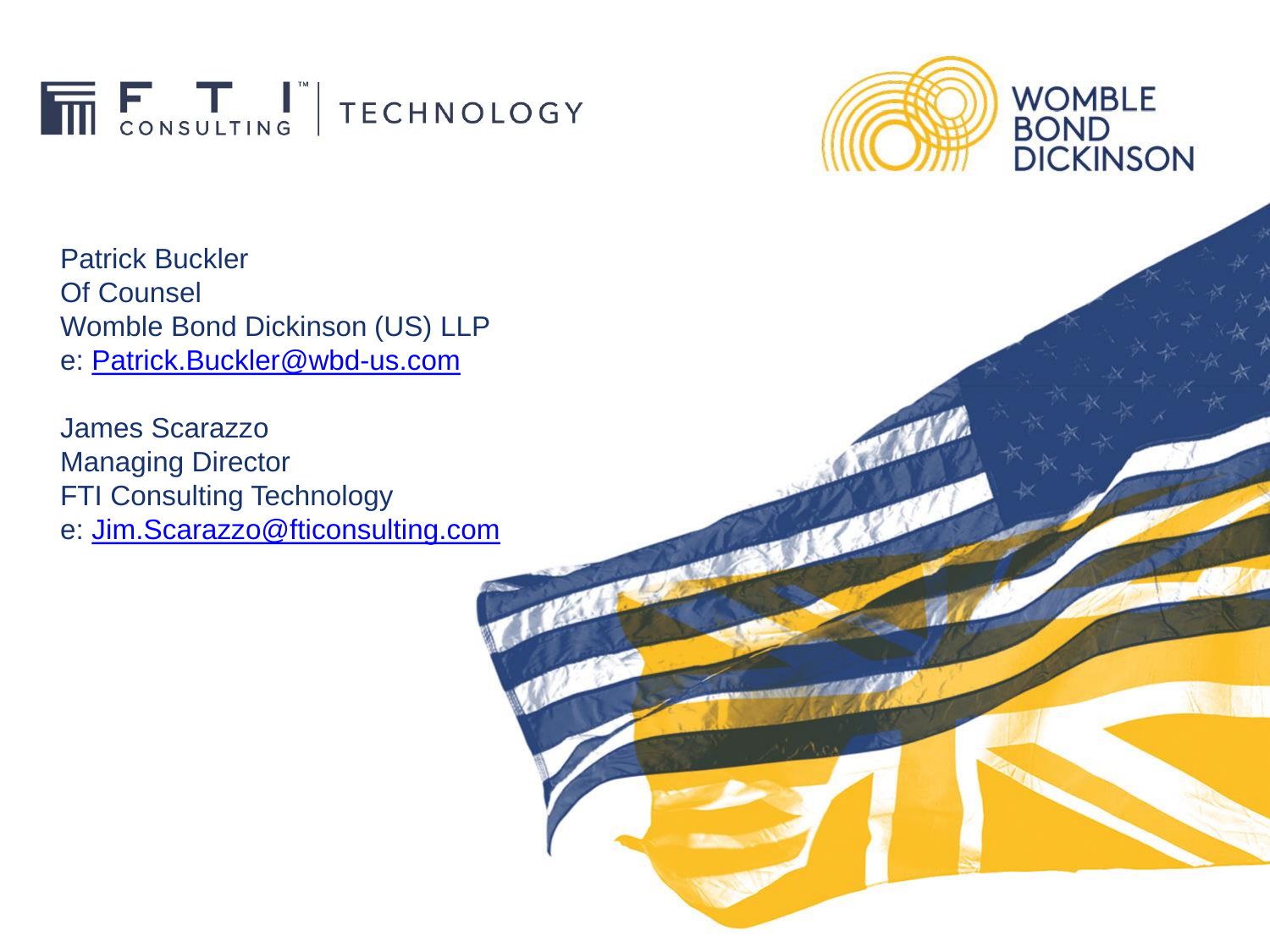FTI CONSULTING | TECHNOLOGY

WOMBLE BOND DICKINSON

Patrick Buckler
Of Counsel
Womble Bond Dickinson (US) LLP
e: Patrick.Buckler@wbd-us.com

James Scarazzo
Managing Director
FTI Consulting Technology
e: Jim.Scarazzo@fticonsulting.com